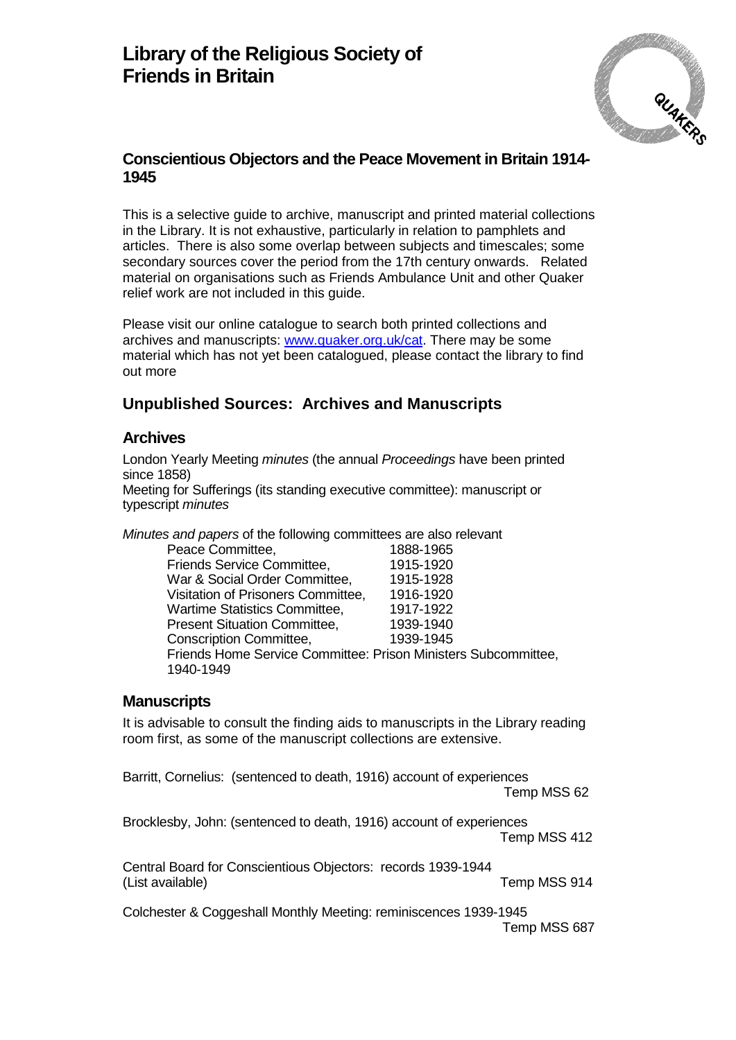# Library of the Religious Society of Friends in Britain

## Conscientious Objectors and the Peace Movement in Britain 1914-1945

This is a selective guide to archive, manuscript and printed material collections in the Library. It is not exhaustive, particularly in relation to pamphlets and articles. There is also some overlap between subjects and timescales; some secondary sources cover the period from the 17th century onwards. Related material on organisations such as Friends Ambulance Unit and other Quaker relief work are not included in this guide.

Please visit our online catalogue to search both printed collections and archives and manuscripts: [www.quaker.org.uk/cat](http://www.quaker.org.uk/cat). There may be some material which has not yet been catalogued, please contact the library to find out more

## Unpublished Sources: Archives and Manuscripts

### Archives

London Yearly Meeting *minutes* (the annual *Proceedings* have been printed since 1858)
Meeting for Sufferings (its standing executive committee): manuscript or typescript *minutes*

*Minutes and papers* of the following committees are also relevant

| Committee | Dates |
|---|---|
| Peace Committee, | 1888-1965 |
| Friends Service Committee, | 1915-1920 |
| War & Social Order Committee, | 1915-1928 |
| Visitation of Prisoners Committee, | 1916-1920 |
| Wartime Statistics Committee, | 1917-1922 |
| Present Situation Committee, | 1939-1940 |
| Conscription Committee, | 1939-1945 |

Friends Home Service Committee: Prison Ministers Subcommittee, 1940-1949

### Manuscripts

It is advisable to consult the finding aids to manuscripts in the Library reading room first, as some of the manuscript collections are extensive.

Barritt, Cornelius: (sentenced to death, 1916) account of experiences — Temp MSS 62

Brocklesby, John: (sentenced to death, 1916) account of experiences — Temp MSS 412

Central Board for Conscientious Objectors: records 1939-1944 (List available) — Temp MSS 914

Colchester & Coggeshall Monthly Meeting: reminiscences 1939-1945 — Temp MSS 687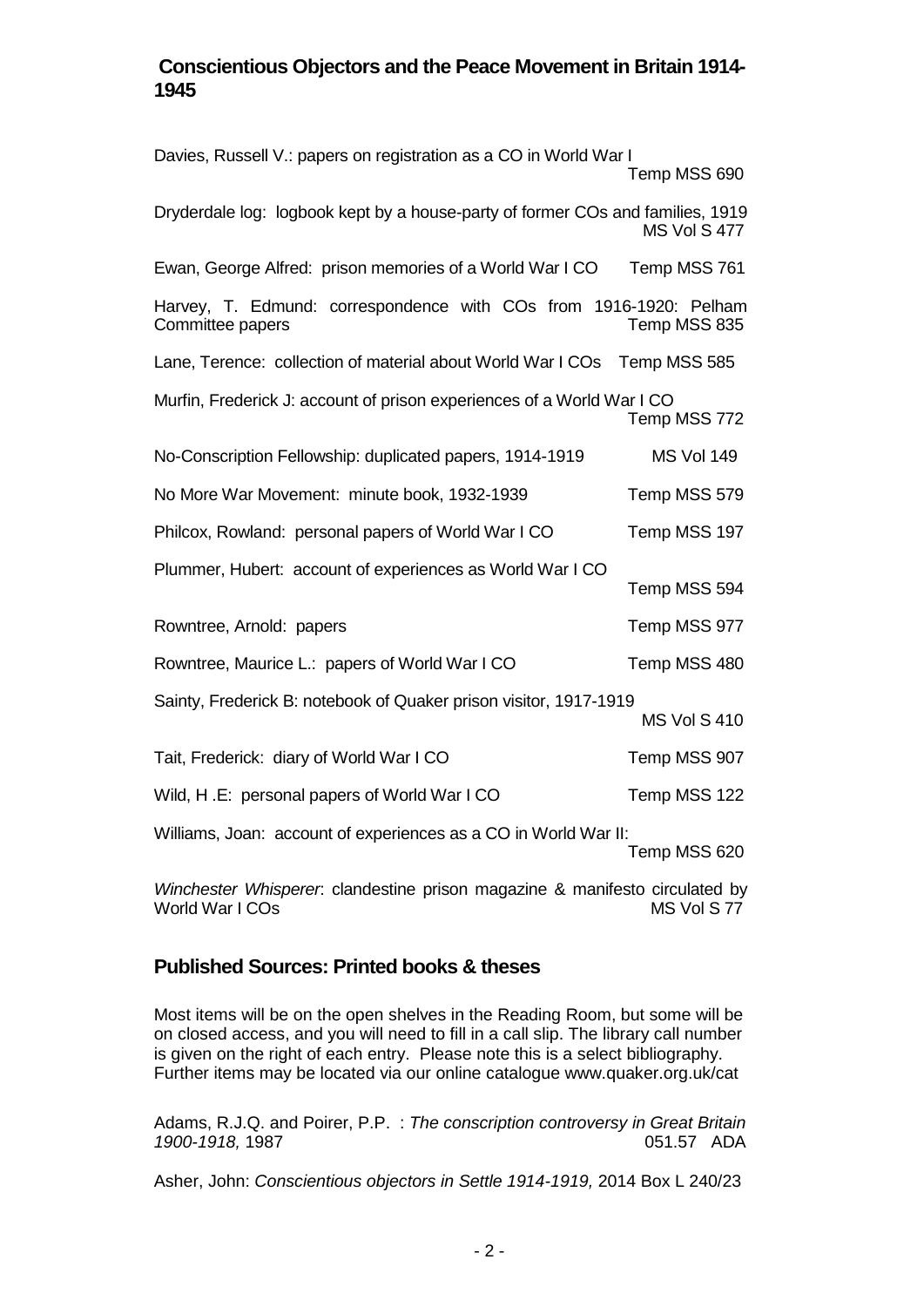## Conscientious Objectors and the Peace Movement in Britain 1914-1945

Davies, Russell V.: papers on registration as a CO in World War I Temp MSS 690

Dryderdale log: logbook kept by a house-party of former COs and families, 1919 MS Vol S 477

Ewan, George Alfred: prison memories of a World War I CO Temp MSS 761

Harvey, T. Edmund: correspondence with COs from 1916-1920: Pelham Committee papers Temp MSS 835

Lane, Terence: collection of material about World War I COs Temp MSS 585

Murfin, Frederick J: account of prison experiences of a World War I CO Temp MSS 772

No-Conscription Fellowship: duplicated papers, 1914-1919 MS Vol 149

No More War Movement: minute book, 1932-1939 Temp MSS 579

Philcox, Rowland: personal papers of World War I CO Temp MSS 197

Plummer, Hubert: account of experiences as World War I CO Temp MSS 594

Rowntree, Arnold: papers Temp MSS 977

Rowntree, Maurice L.: papers of World War I CO Temp MSS 480

Sainty, Frederick B: notebook of Quaker prison visitor, 1917-1919 MS Vol S 410

Tait, Frederick: diary of World War I CO Temp MSS 907

Wild, H .E: personal papers of World War I CO Temp MSS 122

Williams, Joan: account of experiences as a CO in World War II: Temp MSS 620

*Winchester Whisperer*: clandestine prison magazine & manifesto circulated by World War I COs MS Vol S 77

## Published Sources: Printed books & theses

Most items will be on the open shelves in the Reading Room, but some will be on closed access, and you will need to fill in a call slip. The library call number is given on the right of each entry. Please note this is a select bibliography. Further items may be located via our online catalogue www.quaker.org.uk/cat

Adams, R.J.Q. and Poirer, P.P. : *The conscription controversy in Great Britain 1900-1918,* 1987 051.57 ADA

Asher, John: *Conscientious objectors in Settle 1914-1919,* 2014 Box L 240/23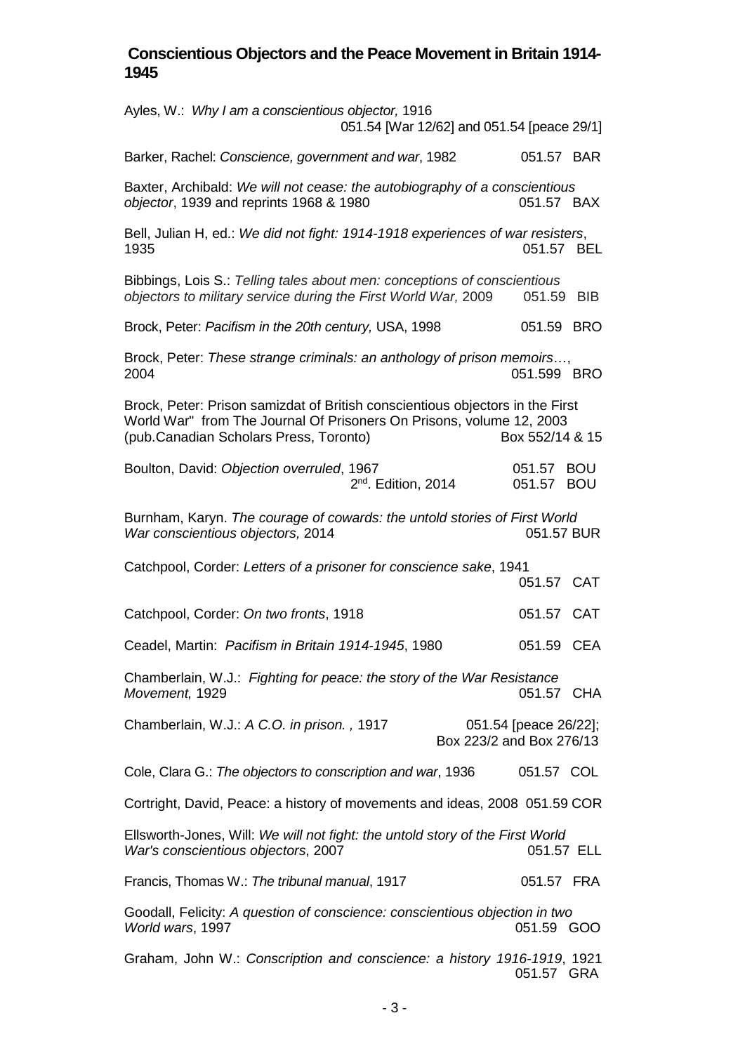## Conscientious Objectors and the Peace Movement in Britain 1914-1945

Ayles, W.: *Why I am a conscientious objector,* 1916
051.54 [War 12/62] and 051.54 [peace 29/1]

Barker, Rachel: *Conscience, government and war*, 1982 051.57 BAR

Baxter, Archibald: *We will not cease: the autobiography of a conscientious objector*, 1939 and reprints 1968 & 1980 051.57 BAX

Bell, Julian H, ed.: *We did not fight: 1914-1918 experiences of war resisters*, 1935 051.57 BEL

Bibbings, Lois S.: *Telling tales about men: conceptions of conscientious objectors to military service during the First World War,* 2009 051.59 BIB

Brock, Peter: *Pacifism in the 20th century,* USA, 1998 051.59 BRO

Brock, Peter: *These strange criminals: an anthology of prison memoirs*…, 2004 051.599 BRO

Brock, Peter: Prison samizdat of British conscientious objectors in the First World War" from The Journal Of Prisoners On Prisons, volume 12, 2003 (pub.Canadian Scholars Press, Toronto) Box 552/14 & 15

Boulton, David: *Objection overruled*, 1967 051.57 BOU
2nd. Edition, 2014 051.57 BOU

Burnham, Karyn. *The courage of cowards: the untold stories of First World War conscientious objectors,* 2014 051.57 BUR

Catchpool, Corder: *Letters of a prisoner for conscience sake*, 1941
051.57 CAT

Catchpool, Corder: *On two fronts*, 1918 051.57 CAT

Ceadel, Martin: *Pacifism in Britain 1914-1945*, 1980 051.59 CEA

Chamberlain, W.J.: *Fighting for peace: the story of the War Resistance Movement,* 1929 051.57 CHA

Chamberlain, W.J.: *A C.O. in prison. ,* 1917 051.54 [peace 26/22]; Box 223/2 and Box 276/13

Cole, Clara G.: *The objectors to conscription and war*, 1936 051.57 COL

Cortright, David, Peace: a history of movements and ideas, 2008 051.59 COR

Ellsworth-Jones, Will: *We will not fight: the untold story of the First World War's conscientious objectors*, 2007 051.57 ELL

Francis, Thomas W.: *The tribunal manual*, 1917 051.57 FRA

Goodall, Felicity: *A question of conscience: conscientious objection in two World wars*, 1997 051.59 GOO

Graham, John W.: *Conscription and conscience: a history 1916-1919*, 1921
051.57 GRA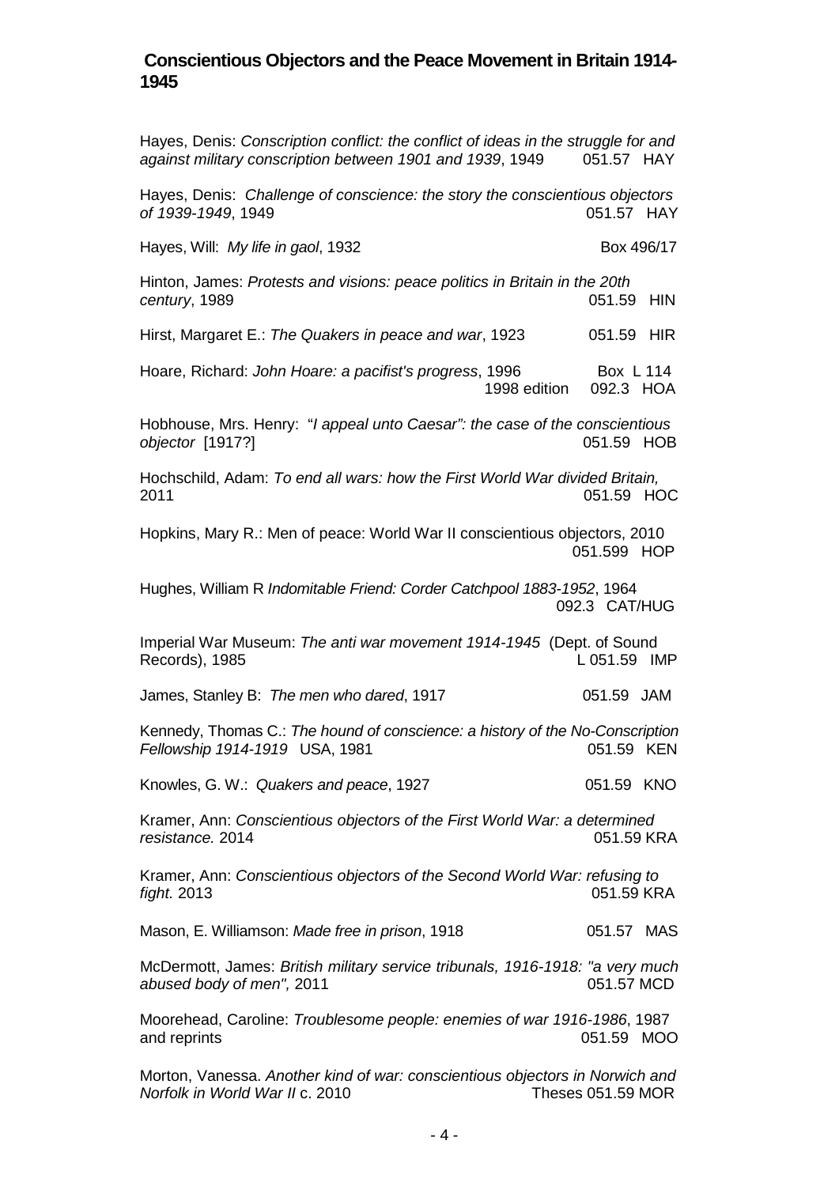## Conscientious Objectors and the Peace Movement in Britain 1914-1945

Hayes, Denis: *Conscription conflict: the conflict of ideas in the struggle for and against military conscription between 1901 and 1939*, 1949 051.57 HAY

Hayes, Denis: *Challenge of conscience: the story the conscientious objectors of 1939-1949*, 1949 051.57 HAY

Hayes, Will: *My life in gaol*, 1932 Box 496/17

Hinton, James: *Protests and visions: peace politics in Britain in the 20th century*, 1989 051.59 HIN

Hirst, Margaret E.: *The Quakers in peace and war*, 1923 051.59 HIR

Hoare, Richard: *John Hoare: a pacifist's progress*, 1996 Box L 114
1998 edition 092.3 HOA

Hobhouse, Mrs. Henry: "*I appeal unto Caesar": the case of the conscientious objector* [1917?] 051.59 HOB

Hochschild, Adam: *To end all wars: how the First World War divided Britain,* 2011 051.59 HOC

Hopkins, Mary R.: Men of peace: World War II conscientious objectors, 2010 051.599 HOP

Hughes, William R *Indomitable Friend: Corder Catchpool 1883-1952*, 1964 092.3 CAT/HUG

Imperial War Museum: *The anti war movement 1914-1945* (Dept. of Sound Records), 1985 L 051.59 IMP

James, Stanley B: *The men who dared*, 1917 051.59 JAM

Kennedy, Thomas C.: *The hound of conscience: a history of the No-Conscription Fellowship 1914-1919* USA, 1981 051.59 KEN

Knowles, G. W.: *Quakers and peace*, 1927 051.59 KNO

Kramer, Ann: *Conscientious objectors of the First World War: a determined resistance.* 2014 051.59 KRA

Kramer, Ann: *Conscientious objectors of the Second World War: refusing to fight.* 2013 051.59 KRA

Mason, E. Williamson: *Made free in prison*, 1918 051.57 MAS

McDermott, James: *British military service tribunals, 1916-1918: "a very much abused body of men",* 2011 051.57 MCD

Moorehead, Caroline: *Troublesome people: enemies of war 1916-1986*, 1987 and reprints 051.59 MOO

Morton, Vanessa. *Another kind of war: conscientious objectors in Norwich and Norfolk in World War II* c. 2010 Theses 051.59 MOR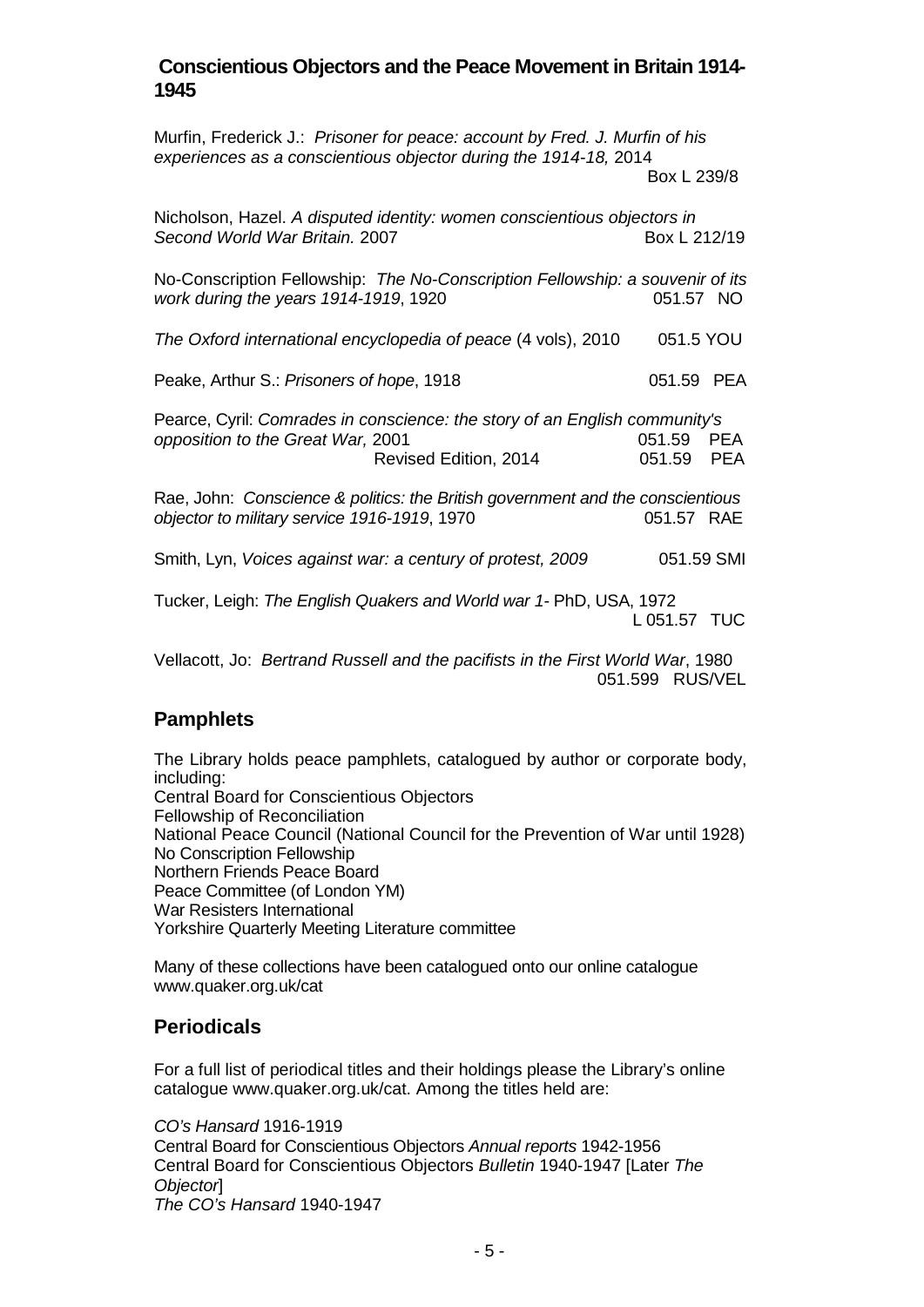**Conscientious Objectors and the Peace Movement in Britain 1914-1945**

Murfin, Frederick J.: *Prisoner for peace: account by Fred. J. Murfin of his experiences as a conscientious objector during the 1914-18,* 2014
Box L 239/8

Nicholson, Hazel. *A disputed identity: women conscientious objectors in Second World War Britain.* 2007 Box L 212/19

No-Conscription Fellowship: *The No-Conscription Fellowship: a souvenir of its work during the years 1914-1919*, 1920 051.57 NO

*The Oxford international encyclopedia of peace* (4 vols), 2010 051.5 YOU

Peake, Arthur S.: *Prisoners of hope*, 1918 051.59 PEA

Pearce, Cyril: *Comrades in conscience: the story of an English community's opposition to the Great War,* 2001 051.59 PEA
Revised Edition, 2014 051.59 PEA

Rae, John: *Conscience & politics: the British government and the conscientious objector to military service 1916-1919*, 1970 051.57 RAE

Smith, Lyn, *Voices against war: a century of protest, 2009* 051.59 SMI

Tucker, Leigh: *The English Quakers and World war 1*- PhD, USA, 1972
L 051.57 TUC

Vellacott, Jo: *Bertrand Russell and the pacifists in the First World War*, 1980
051.599 RUS/VEL

## Pamphlets

The Library holds peace pamphlets, catalogued by author or corporate body, including:
Central Board for Conscientious Objectors
Fellowship of Reconciliation
National Peace Council (National Council for the Prevention of War until 1928)
No Conscription Fellowship
Northern Friends Peace Board
Peace Committee (of London YM)
War Resisters International
Yorkshire Quarterly Meeting Literature committee

Many of these collections have been catalogued onto our online catalogue www.quaker.org.uk/cat

## Periodicals

For a full list of periodical titles and their holdings please the Library's online catalogue www.quaker.org.uk/cat. Among the titles held are:

*CO's Hansard* 1916-1919
Central Board for Conscientious Objectors *Annual reports* 1942-1956
Central Board for Conscientious Objectors *Bulletin* 1940-1947 [Later *The Objector*]
*The CO's Hansard* 1940-1947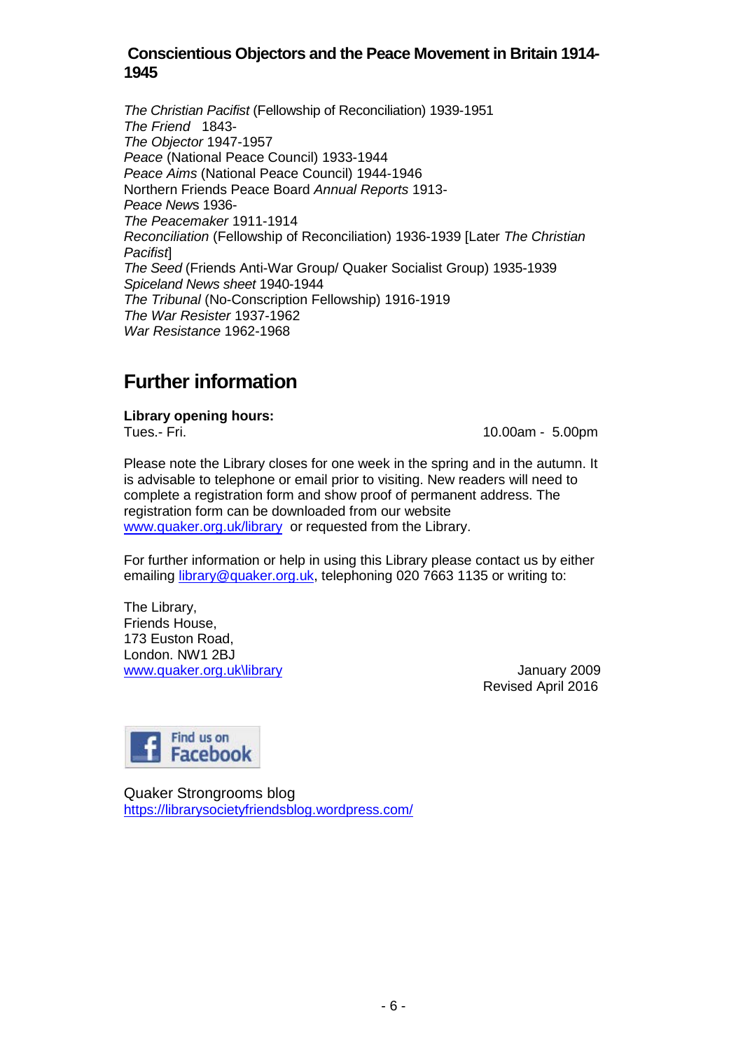**Conscientious Objectors and the Peace Movement in Britain 1914-1945**

*The Christian Pacifist* (Fellowship of Reconciliation) 1939-1951
*The Friend* 1843-
*The Objector* 1947-1957
*Peace* (National Peace Council) 1933-1944
*Peace Aims* (National Peace Council) 1944-1946
Northern Friends Peace Board *Annual Reports* 1913-
*Peace News* 1936-
*The Peacemaker* 1911-1914
*Reconciliation* (Fellowship of Reconciliation) 1936-1939 [Later *The Christian Pacifist*]
*The Seed* (Friends Anti-War Group/ Quaker Socialist Group) 1935-1939
*Spiceland News sheet* 1940-1944
*The Tribunal* (No-Conscription Fellowship) 1916-1919
*The War Resister* 1937-1962
*War Resistance* 1962-1968

## Further information

**Library opening hours:**
Tues.- Fri. 10.00am - 5.00pm

Please note the Library closes for one week in the spring and in the autumn. It is advisable to telephone or email prior to visiting. New readers will need to complete a registration form and show proof of permanent address. The registration form can be downloaded from our website www.quaker.org.uk/library or requested from the Library.

For further information or help in using this Library please contact us by either emailing library@quaker.org.uk, telephoning 020 7663 1135 or writing to:

The Library,
Friends House,
173 Euston Road,
London. NW1 2BJ
www.quaker.org.uk\library

January 2009
Revised April 2016

Find us on Facebook

Quaker Strongrooms blog
https://librarysocietyfriendsblog.wordpress.com/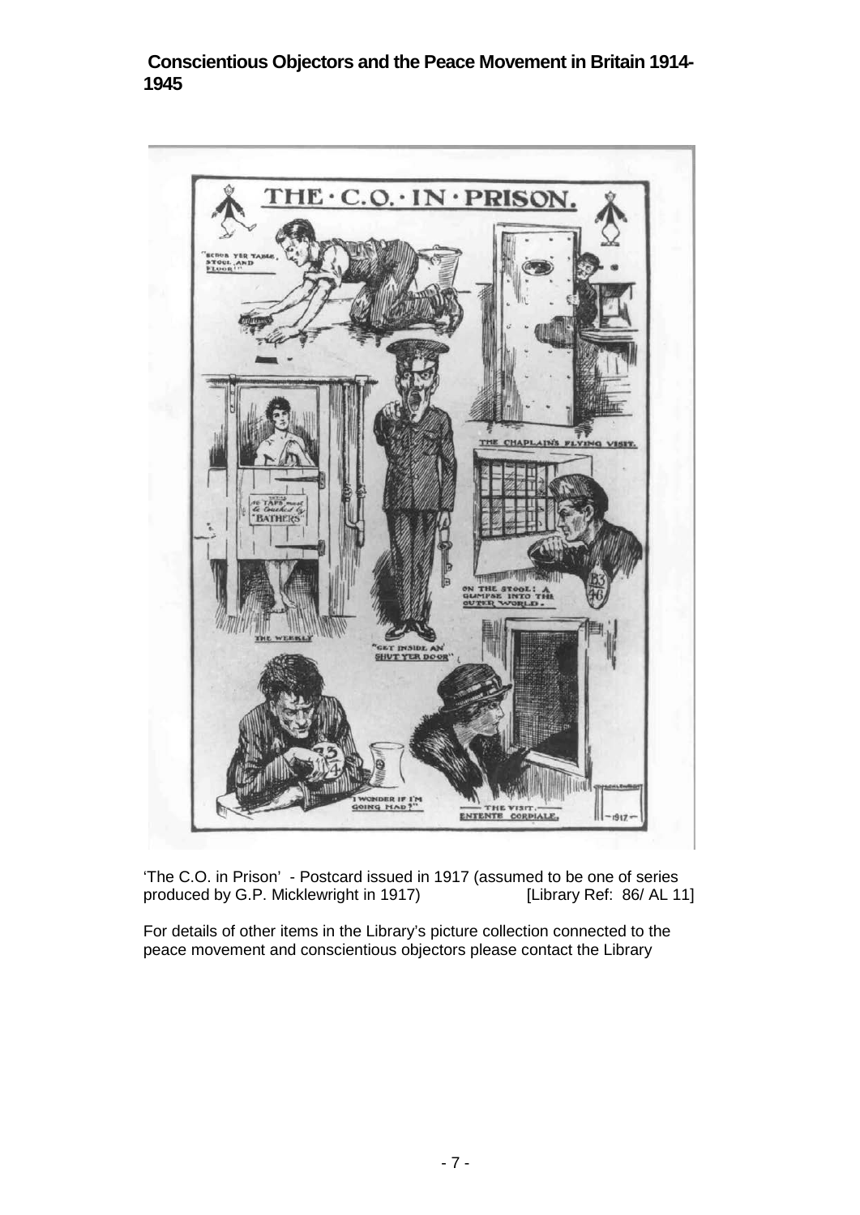**Conscientious Objectors and the Peace Movement in Britain 1914-1945**

'The C.O. in Prison' - Postcard issued in 1917 (assumed to be one of series produced by G.P. Micklewright in 1917) [Library Ref: 86/ AL 11]

For details of other items in the Library's picture collection connected to the peace movement and conscientious objectors please contact the Library